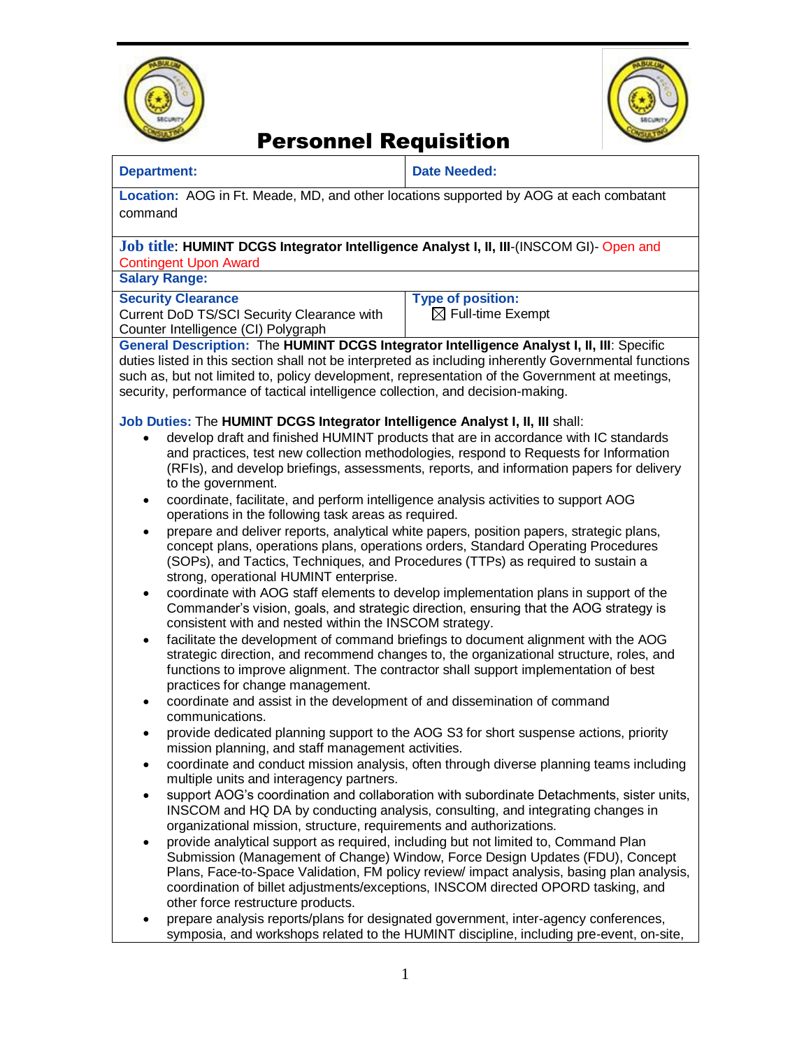# Personnel Requisition

| Department: | Date Needed: |
|---|---|
| **Location:** AOG in Ft. Meade, MD, and other locations supported by AOG at each combatant command | |
| **Job title**: **HUMINT DCGS Integrator Intelligence Analyst I, II, III**-(INSCOM GI)- Open and Contingent Upon Award | |
| **Salary Range:** | |
| **Security Clearance** Current DoD TS/SCI Security Clearance with Counter Intelligence (CI) Polygraph | **Type of position:** ☒ Full-time Exempt |

**General Description:** The **HUMINT DCGS Integrator Intelligence Analyst I, II, III**: Specific duties listed in this section shall not be interpreted as including inherently Governmental functions such as, but not limited to, policy development, representation of the Government at meetings, security, performance of tactical intelligence collection, and decision-making.

**Job Duties:** The **HUMINT DCGS Integrator Intelligence Analyst I, II, III** shall:

- develop draft and finished HUMINT products that are in accordance with IC standards and practices, test new collection methodologies, respond to Requests for Information (RFIs), and develop briefings, assessments, reports, and information papers for delivery to the government.
- coordinate, facilitate, and perform intelligence analysis activities to support AOG operations in the following task areas as required.
- prepare and deliver reports, analytical white papers, position papers, strategic plans, concept plans, operations plans, operations orders, Standard Operating Procedures (SOPs), and Tactics, Techniques, and Procedures (TTPs) as required to sustain a strong, operational HUMINT enterprise.
- coordinate with AOG staff elements to develop implementation plans in support of the Commander's vision, goals, and strategic direction, ensuring that the AOG strategy is consistent with and nested within the INSCOM strategy.
- facilitate the development of command briefings to document alignment with the AOG strategic direction, and recommend changes to, the organizational structure, roles, and functions to improve alignment. The contractor shall support implementation of best practices for change management.
- coordinate and assist in the development of and dissemination of command communications.
- provide dedicated planning support to the AOG S3 for short suspense actions, priority mission planning, and staff management activities.
- coordinate and conduct mission analysis, often through diverse planning teams including multiple units and interagency partners.
- support AOG's coordination and collaboration with subordinate Detachments, sister units, INSCOM and HQ DA by conducting analysis, consulting, and integrating changes in organizational mission, structure, requirements and authorizations.
- provide analytical support as required, including but not limited to, Command Plan Submission (Management of Change) Window, Force Design Updates (FDU), Concept Plans, Face-to-Space Validation, FM policy review/ impact analysis, basing plan analysis, coordination of billet adjustments/exceptions, INSCOM directed OPORD tasking, and other force restructure products.
- prepare analysis reports/plans for designated government, inter-agency conferences, symposia, and workshops related to the HUMINT discipline, including pre-event, on-site,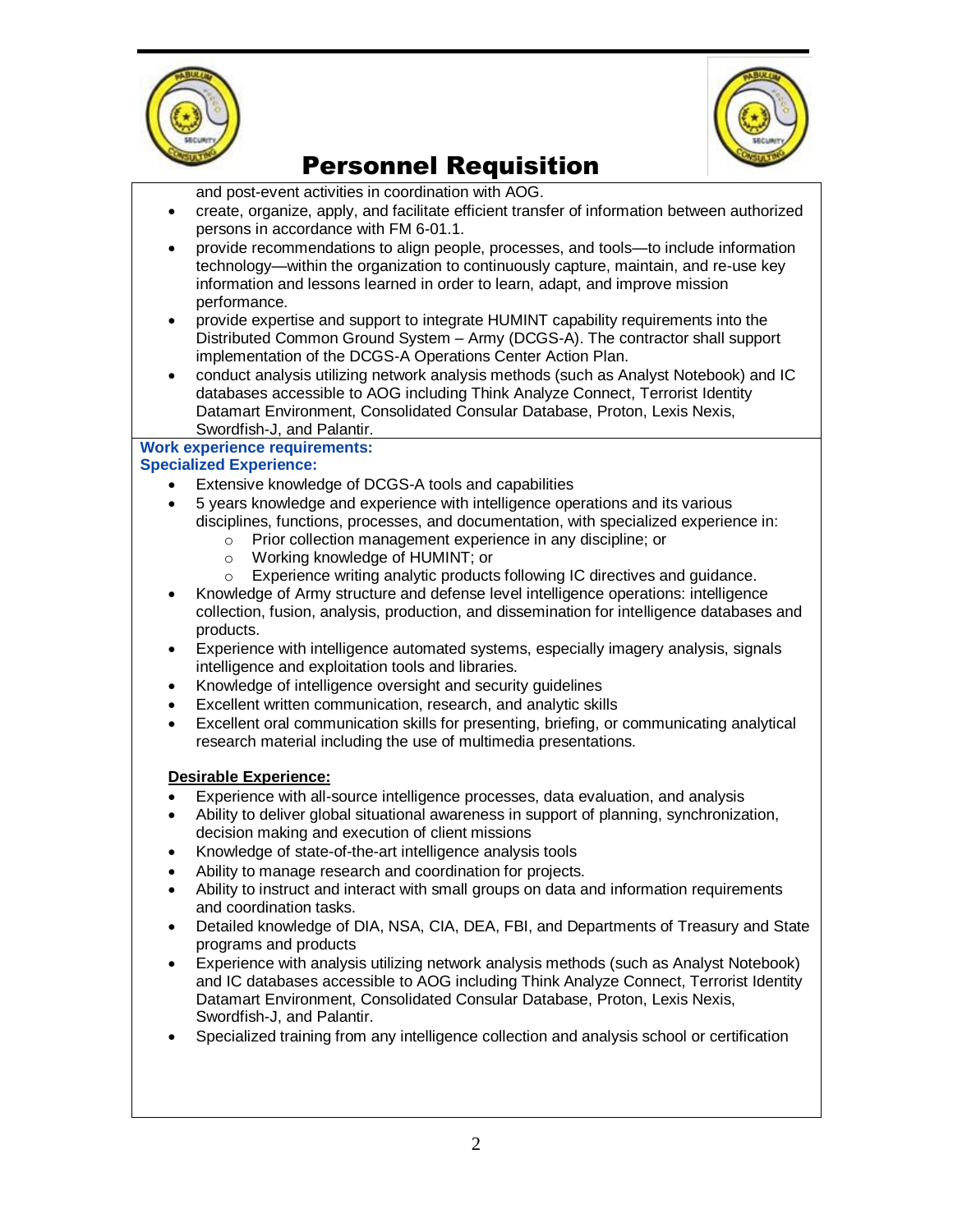# Personnel Requisition

and post-event activities in coordination with AOG.

- create, organize, apply, and facilitate efficient transfer of information between authorized persons in accordance with FM 6-01.1.
- provide recommendations to align people, processes, and tools—to include information technology—within the organization to continuously capture, maintain, and re-use key information and lessons learned in order to learn, adapt, and improve mission performance.
- provide expertise and support to integrate HUMINT capability requirements into the Distributed Common Ground System – Army (DCGS-A). The contractor shall support implementation of the DCGS-A Operations Center Action Plan.
- conduct analysis utilizing network analysis methods (such as Analyst Notebook) and IC databases accessible to AOG including Think Analyze Connect, Terrorist Identity Datamart Environment, Consolidated Consular Database, Proton, Lexis Nexis, Swordfish-J, and Palantir.

**Work experience requirements:**
**Specialized Experience:**

- Extensive knowledge of DCGS-A tools and capabilities
- 5 years knowledge and experience with intelligence operations and its various disciplines, functions, processes, and documentation, with specialized experience in:
  - Prior collection management experience in any discipline; or
  - Working knowledge of HUMINT; or
  - Experience writing analytic products following IC directives and guidance.
- Knowledge of Army structure and defense level intelligence operations: intelligence collection, fusion, analysis, production, and dissemination for intelligence databases and products.
- Experience with intelligence automated systems, especially imagery analysis, signals intelligence and exploitation tools and libraries.
- Knowledge of intelligence oversight and security guidelines
- Excellent written communication, research, and analytic skills
- Excellent oral communication skills for presenting, briefing, or communicating analytical research material including the use of multimedia presentations.

**Desirable Experience:**

- Experience with all-source intelligence processes, data evaluation, and analysis
- Ability to deliver global situational awareness in support of planning, synchronization, decision making and execution of client missions
- Knowledge of state-of-the-art intelligence analysis tools
- Ability to manage research and coordination for projects.
- Ability to instruct and interact with small groups on data and information requirements and coordination tasks.
- Detailed knowledge of DIA, NSA, CIA, DEA, FBI, and Departments of Treasury and State programs and products
- Experience with analysis utilizing network analysis methods (such as Analyst Notebook) and IC databases accessible to AOG including Think Analyze Connect, Terrorist Identity Datamart Environment, Consolidated Consular Database, Proton, Lexis Nexis, Swordfish-J, and Palantir.
- Specialized training from any intelligence collection and analysis school or certification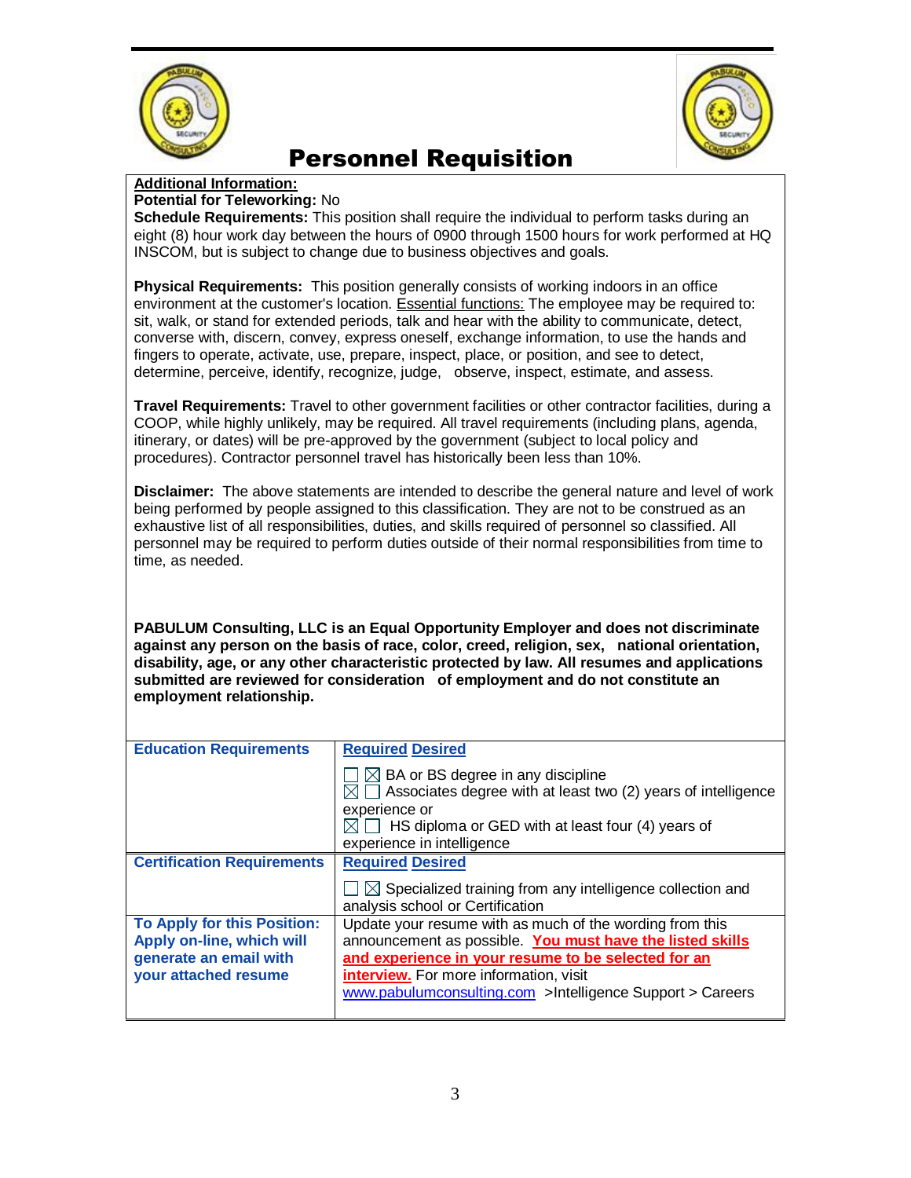# Personnel Requisition

**Additional Information:**

**Potential for Teleworking:** No

**Schedule Requirements:** This position shall require the individual to perform tasks during an eight (8) hour work day between the hours of 0900 through 1500 hours for work performed at HQ INSCOM, but is subject to change due to business objectives and goals.

**Physical Requirements:** This position generally consists of working indoors in an office environment at the customer's location. Essential functions: The employee may be required to: sit, walk, or stand for extended periods, talk and hear with the ability to communicate, detect, converse with, discern, convey, express oneself, exchange information, to use the hands and fingers to operate, activate, use, prepare, inspect, place, or position, and see to detect, determine, perceive, identify, recognize, judge, observe, inspect, estimate, and assess.

**Travel Requirements:** Travel to other government facilities or other contractor facilities, during a COOP, while highly unlikely, may be required. All travel requirements (including plans, agenda, itinerary, or dates) will be pre-approved by the government (subject to local policy and procedures). Contractor personnel travel has historically been less than 10%.

**Disclaimer:** The above statements are intended to describe the general nature and level of work being performed by people assigned to this classification. They are not to be construed as an exhaustive list of all responsibilities, duties, and skills required of personnel so classified. All personnel may be required to perform duties outside of their normal responsibilities from time to time, as needed.

**PABULUM Consulting, LLC is an Equal Opportunity Employer and does not discriminate against any person on the basis of race, color, creed, religion, sex, national orientation, disability, age, or any other characteristic protected by law. All resumes and applications submitted are reviewed for consideration of employment and do not constitute an employment relationship.**

| | |
|---|---|
| **Education Requirements** | **Required Desired**<br>☐ ☒ BA or BS degree in any discipline<br>☒ ☐ Associates degree with at least two (2) years of intelligence experience or<br>☒ ☐ HS diploma or GED with at least four (4) years of experience in intelligence |
| **Certification Requirements** | **Required Desired**<br>☐ ☒ Specialized training from any intelligence collection and analysis school or Certification |
| **To Apply for this Position: Apply on-line, which will generate an email with your attached resume** | Update your resume with as much of the wording from this announcement as possible. **You must have the listed skills and experience in your resume to be selected for an interview.** For more information, visit www.pabulumconsulting.com >Intelligence Support > Careers |